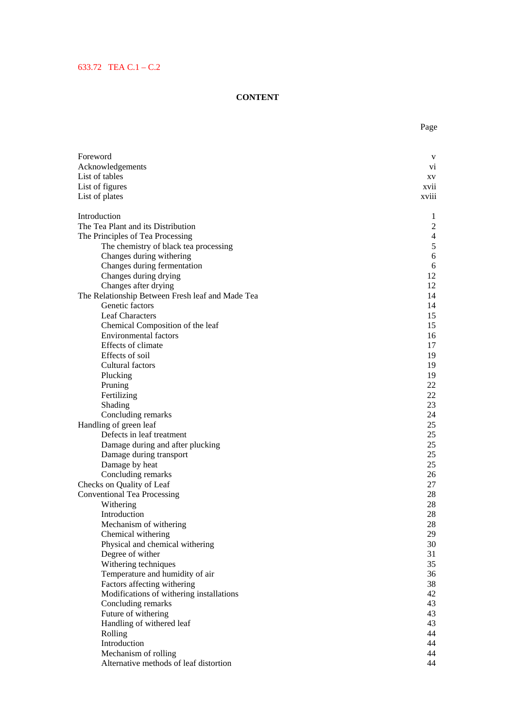633.72 TEA C.1 – C.2

# CONTENT

| | Page |
|---|---|
| Foreword | v |
| Acknowledgements | vi |
| List of tables | xv |
| List of figures | xvii |
| List of plates | xviii |
| | |
| Introduction | 1 |
| The Tea Plant and its Distribution | 2 |
| The Principles of Tea Processing | 4 |
| The chemistry of black tea processing | 5 |
| Changes during withering | 6 |
| Changes during fermentation | 6 |
| Changes during drying | 12 |
| Changes after drying | 12 |
| The Relationship Between Fresh leaf and Made Tea | 14 |
| Genetic factors | 14 |
| Leaf Characters | 15 |
| Chemical Composition of the leaf | 15 |
| Environmental factors | 16 |
| Effects of climate | 17 |
| Effects of soil | 19 |
| Cultural factors | 19 |
| Plucking | 19 |
| Pruning | 22 |
| Fertilizing | 22 |
| Shading | 23 |
| Concluding remarks | 24 |
| Handling of green leaf | 25 |
| Defects in leaf treatment | 25 |
| Damage during and after plucking | 25 |
| Damage during transport | 25 |
| Damage by heat | 25 |
| Concluding remarks | 26 |
| Checks on Quality of Leaf | 27 |
| Conventional Tea Processing | 28 |
| Withering | 28 |
| Introduction | 28 |
| Mechanism of withering | 28 |
| Chemical withering | 29 |
| Physical and chemical withering | 30 |
| Degree of wither | 31 |
| Withering techniques | 35 |
| Temperature and humidity of air | 36 |
| Factors affecting withering | 38 |
| Modifications of withering installations | 42 |
| Concluding remarks | 43 |
| Future of withering | 43 |
| Handling of withered leaf | 43 |
| Rolling | 44 |
| Introduction | 44 |
| Mechanism of rolling | 44 |
| Alternative methods of leaf distortion | 44 |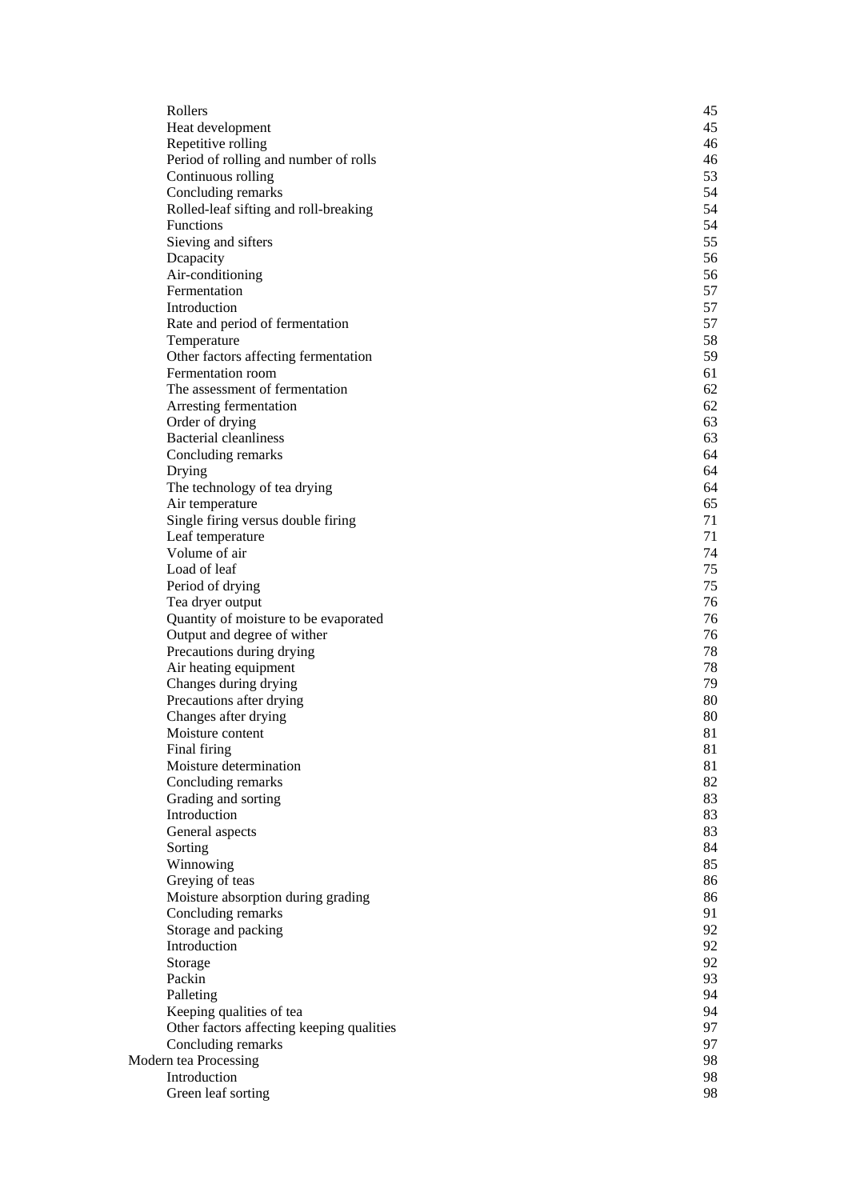| | |
|---|---|
| Rollers | 45 |
| Heat development | 45 |
| Repetitive rolling | 46 |
| Period of rolling and number of rolls | 46 |
| Continuous rolling | 53 |
| Concluding remarks | 54 |
| Rolled-leaf sifting and roll-breaking | 54 |
| Functions | 54 |
| Sieving and sifters | 55 |
| Dcapacity | 56 |
| Air-conditioning | 56 |
| Fermentation | 57 |
| Introduction | 57 |
| Rate and period of fermentation | 57 |
| Temperature | 58 |
| Other factors affecting fermentation | 59 |
| Fermentation room | 61 |
| The assessment of fermentation | 62 |
| Arresting fermentation | 62 |
| Order of drying | 63 |
| Bacterial cleanliness | 63 |
| Concluding remarks | 64 |
| Drying | 64 |
| The technology of tea drying | 64 |
| Air temperature | 65 |
| Single firing versus double firing | 71 |
| Leaf temperature | 71 |
| Volume of air | 74 |
| Load of leaf | 75 |
| Period of drying | 75 |
| Tea dryer output | 76 |
| Quantity of moisture to be evaporated | 76 |
| Output and degree of wither | 76 |
| Precautions during drying | 78 |
| Air heating equipment | 78 |
| Changes during drying | 79 |
| Precautions after drying | 80 |
| Changes after drying | 80 |
| Moisture content | 81 |
| Final firing | 81 |
| Moisture determination | 81 |
| Concluding remarks | 82 |
| Grading and sorting | 83 |
| Introduction | 83 |
| General aspects | 83 |
| Sorting | 84 |
| Winnowing | 85 |
| Greying of teas | 86 |
| Moisture absorption during grading | 86 |
| Concluding remarks | 91 |
| Storage and packing | 92 |
| Introduction | 92 |
| Storage | 92 |
| Packin | 93 |
| Palleting | 94 |
| Keeping qualities of tea | 94 |
| Other factors affecting keeping qualities | 97 |
| Concluding remarks | 97 |
| Modern tea Processing | 98 |
| Introduction | 98 |
| Green leaf sorting | 98 |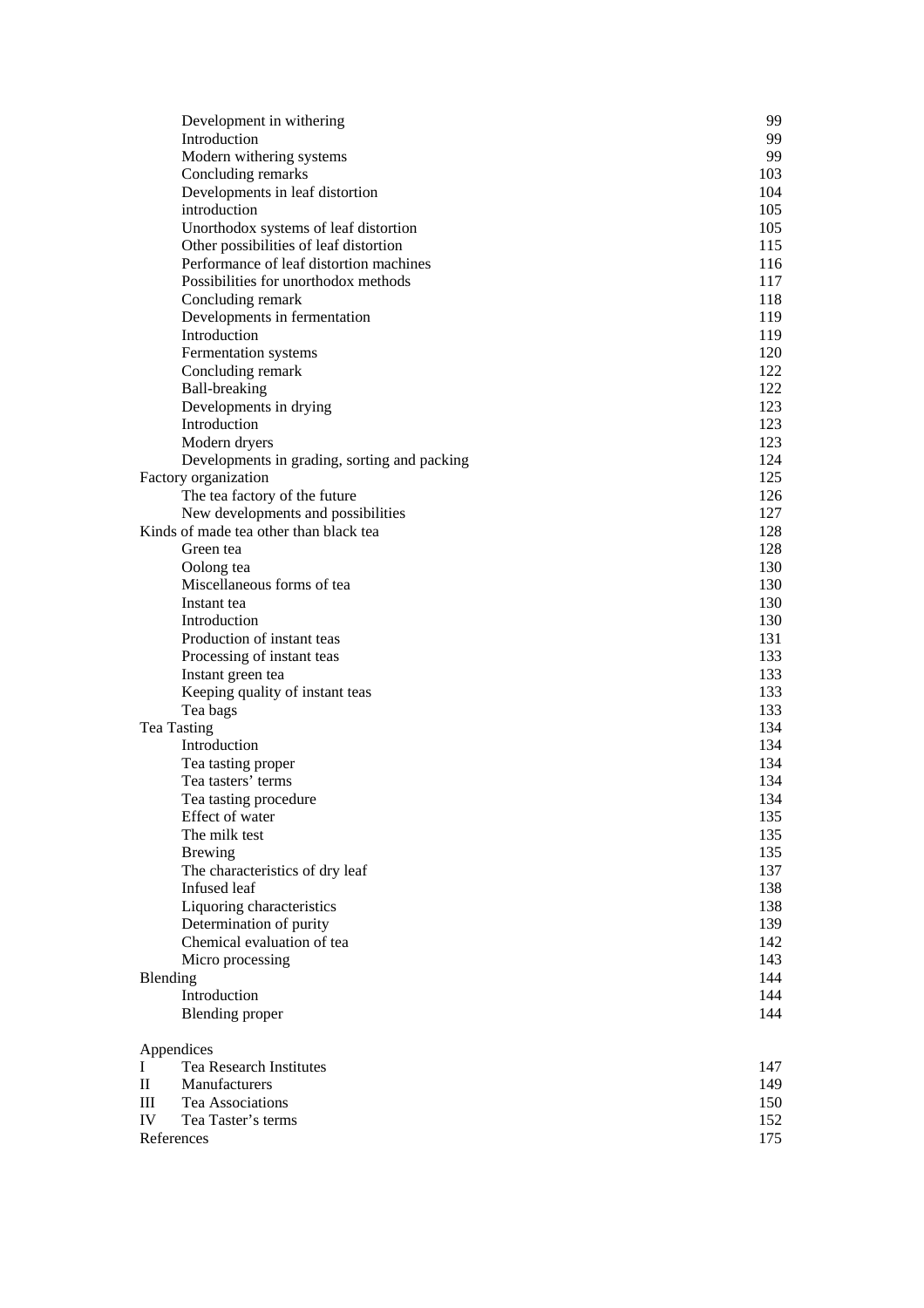| | |
|---|---|
| Development in withering | 99 |
| Introduction | 99 |
| Modern withering systems | 99 |
| Concluding remarks | 103 |
| Developments in leaf distortion | 104 |
| introduction | 105 |
| Unorthodox systems of leaf distortion | 105 |
| Other possibilities of leaf distortion | 115 |
| Performance of leaf distortion machines | 116 |
| Possibilities for unorthodox methods | 117 |
| Concluding remark | 118 |
| Developments in fermentation | 119 |
| Introduction | 119 |
| Fermentation systems | 120 |
| Concluding remark | 122 |
| Ball-breaking | 122 |
| Developments in drying | 123 |
| Introduction | 123 |
| Modern dryers | 123 |
| Developments in grading, sorting and packing | 124 |
| Factory organization | 125 |
| The tea factory of the future | 126 |
| New developments and possibilities | 127 |
| Kinds of made tea other than black tea | 128 |
| Green tea | 128 |
| Oolong tea | 130 |
| Miscellaneous forms of tea | 130 |
| Instant tea | 130 |
| Introduction | 130 |
| Production of instant teas | 131 |
| Processing of instant teas | 133 |
| Instant green tea | 133 |
| Keeping quality of instant teas | 133 |
| Tea bags | 133 |
| Tea Tasting | 134 |
| Introduction | 134 |
| Tea tasting proper | 134 |
| Tea tasters' terms | 134 |
| Tea tasting procedure | 134 |
| Effect of water | 135 |
| The milk test | 135 |
| Brewing | 135 |
| The characteristics of dry leaf | 137 |
| Infused leaf | 138 |
| Liquoring characteristics | 138 |
| Determination of purity | 139 |
| Chemical evaluation of tea | 142 |
| Micro processing | 143 |
| Blending | 144 |
| Introduction | 144 |
| Blending proper | 144 |

Appendices

| | | |
|---|---|---|
| I | Tea Research Institutes | 147 |
| II | Manufacturers | 149 |
| III | Tea Associations | 150 |
| IV | Tea Taster's terms | 152 |
| References | | 175 |